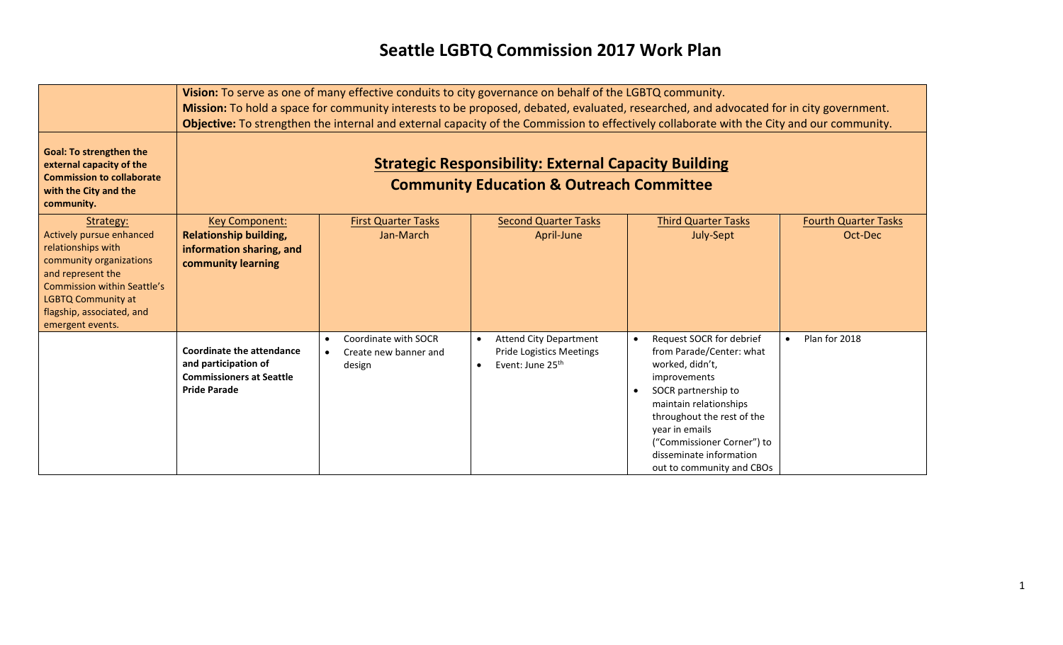# Seattle LGBTQ Commission 2017 Work Plan

| | **Vision:** To serve as one of many effective conduits to city governance on behalf of the LGBTQ community.<br>**Mission:** To hold a space for community interests to be proposed, debated, evaluated, researched, and advocated for in city government.<br>**Objective:** To strengthen the internal and external capacity of the Commission to effectively collaborate with the City and our community. | | | | |
|---|---|---|---|---|---|
| **Goal: To strengthen the external capacity of the Commission to collaborate with the City and the community.** | **Strategic Responsibility: External Capacity Building**<br>**Community Education & Outreach Committee** | | | | |
| Strategy:<br>Actively pursue enhanced relationships with community organizations and represent the Commission within Seattle's LGBTQ Community at flagship, associated, and emergent events. | Key Component:<br>**Relationship building, information sharing, and community learning** | First Quarter Tasks<br>Jan-March | Second Quarter Tasks<br>April-June | Third Quarter Tasks<br>July-Sept | Fourth Quarter Tasks<br>Oct-Dec |
| | **Coordinate the attendance and participation of Commissioners at Seattle Pride Parade** | • Coordinate with SOCR<br>• Create new banner and design | • Attend City Department Pride Logistics Meetings<br>• Event: June 25th | • Request SOCR for debrief from Parade/Center: what worked, didn't, improvements<br>• SOCR partnership to maintain relationships throughout the rest of the year in emails ("Commissioner Corner") to disseminate information out to community and CBOs | • Plan for 2018 |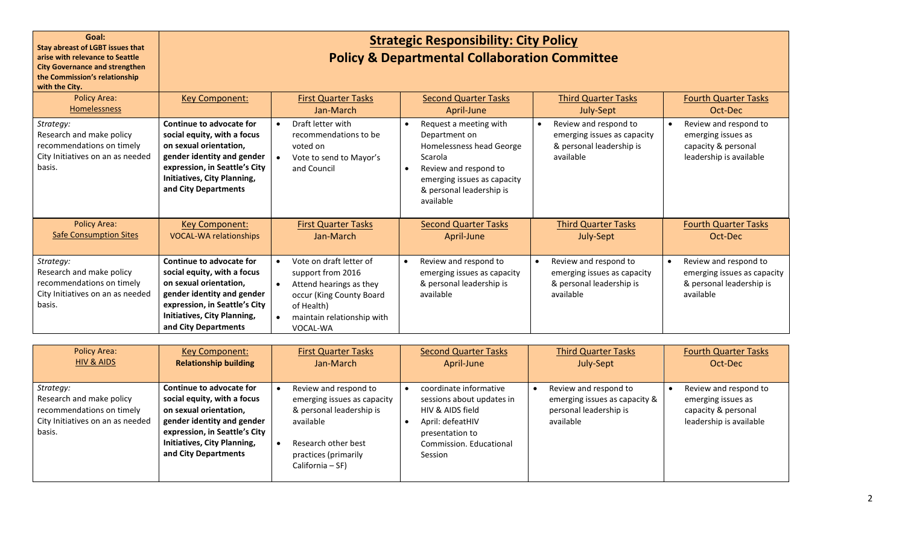| **Goal:** **Stay abreast of LGBT issues that arise with relevance to Seattle City Governance and strengthen the Commission's relationship with the City.** | **Strategic Responsibility: City Policy** **Policy & Departmental Collaboration Committee** | | | | |
|---|---|---|---|---|---|
| Policy Area: Homelessness | Key Component: | First Quarter Tasks Jan-March | Second Quarter Tasks April-June | Third Quarter Tasks July-Sept | Fourth Quarter Tasks Oct-Dec |
| *Strategy:* Research and make policy recommendations on timely City Initiatives on an as needed basis. | **Continue to advocate for social equity, with a focus on sexual orientation, gender identity and gender expression, in Seattle's City Initiatives, City Planning, and City Departments** | • Draft letter with recommendations to be voted on<br>• Vote to send to Mayor's and Council | • Request a meeting with Department on Homelessness head George Scarola<br>• Review and respond to emerging issues as capacity & personal leadership is available | • Review and respond to emerging issues as capacity & personal leadership is available | • Review and respond to emerging issues as capacity & personal leadership is available |
| Policy Area: Safe Consumption Sites | Key Component: VOCAL-WA relationships | First Quarter Tasks Jan-March | Second Quarter Tasks April-June | Third Quarter Tasks July-Sept | Fourth Quarter Tasks Oct-Dec |
| *Strategy:* Research and make policy recommendations on timely City Initiatives on an as needed basis. | **Continue to advocate for social equity, with a focus on sexual orientation, gender identity and gender expression, in Seattle's City Initiatives, City Planning, and City Departments** | • Vote on draft letter of support from 2016<br>• Attend hearings as they occur (King County Board of Health)<br>• maintain relationship with VOCAL-WA | • Review and respond to emerging issues as capacity & personal leadership is available | • Review and respond to emerging issues as capacity & personal leadership is available | • Review and respond to emerging issues as capacity & personal leadership is available |

| Policy Area: HIV & AIDS | Key Component: **Relationship building** | First Quarter Tasks Jan-March | Second Quarter Tasks April-June | Third Quarter Tasks July-Sept | Fourth Quarter Tasks Oct-Dec |
|---|---|---|---|---|---|
| *Strategy:* Research and make policy recommendations on timely City Initiatives on an as needed basis. | **Continue to advocate for social equity, with a focus on sexual orientation, gender identity and gender expression, in Seattle's City Initiatives, City Planning, and City Departments** | • Review and respond to emerging issues as capacity & personal leadership is available<br>• Research other best practices (primarily California – SF) | • coordinate informative sessions about updates in HIV & AIDS field<br>• April: defeatHIV presentation to Commission. Educational Session | • Review and respond to emerging issues as capacity & personal leadership is available | • Review and respond to emerging issues as capacity & personal leadership is available |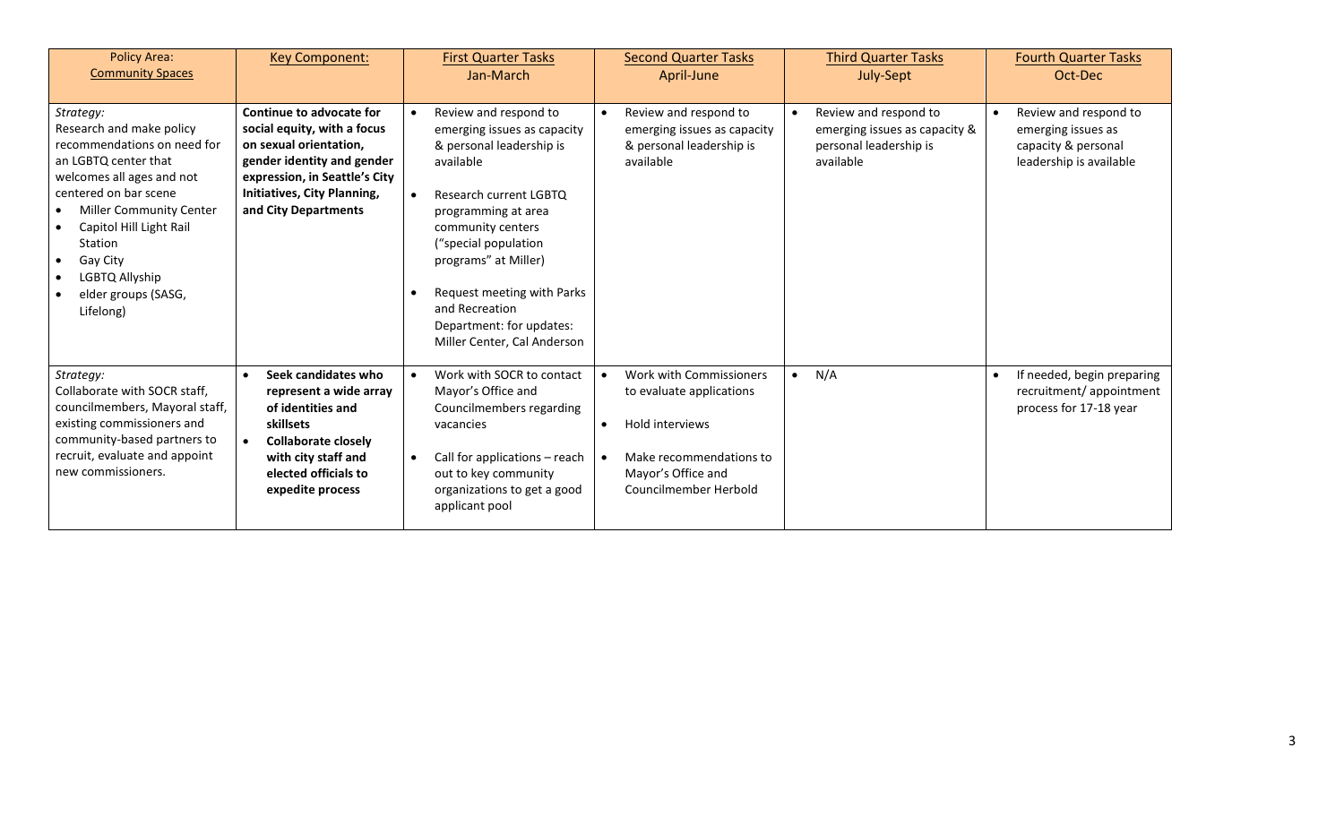| Policy Area: Community Spaces | Key Component: | First Quarter Tasks Jan-March | Second Quarter Tasks April-June | Third Quarter Tasks July-Sept | Fourth Quarter Tasks Oct-Dec |
|---|---|---|---|---|---|
| *Strategy:* Research and make policy recommendations on need for an LGBTQ center that welcomes all ages and not centered on bar scene<br>• Miller Community Center<br>• Capitol Hill Light Rail Station<br>• Gay City<br>• LGBTQ Allyship<br>• elder groups (SASG, Lifelong) | **Continue to advocate for social equity, with a focus on sexual orientation, gender identity and gender expression, in Seattle's City Initiatives, City Planning, and City Departments** | • Review and respond to emerging issues as capacity & personal leadership is available<br>• Research current LGBTQ programming at area community centers ("special population programs" at Miller)<br>• Request meeting with Parks and Recreation Department: for updates: Miller Center, Cal Anderson | • Review and respond to emerging issues as capacity & personal leadership is available | • Review and respond to emerging issues as capacity & personal leadership is available | • Review and respond to emerging issues as capacity & personal leadership is available |
| *Strategy:* Collaborate with SOCR staff, councilmembers, Mayoral staff, existing commissioners and community-based partners to recruit, evaluate and appoint new commissioners. | • **Seek candidates who represent a wide array of identities and skillsets**<br>• **Collaborate closely with city staff and elected officials to expedite process** | • Work with SOCR to contact Mayor's Office and Councilmembers regarding vacancies<br>• Call for applications – reach out to key community organizations to get a good applicant pool | • Work with Commissioners to evaluate applications<br>• Hold interviews<br>• Make recommendations to Mayor's Office and Councilmember Herbold | • N/A | • If needed, begin preparing recruitment/ appointment process for 17-18 year |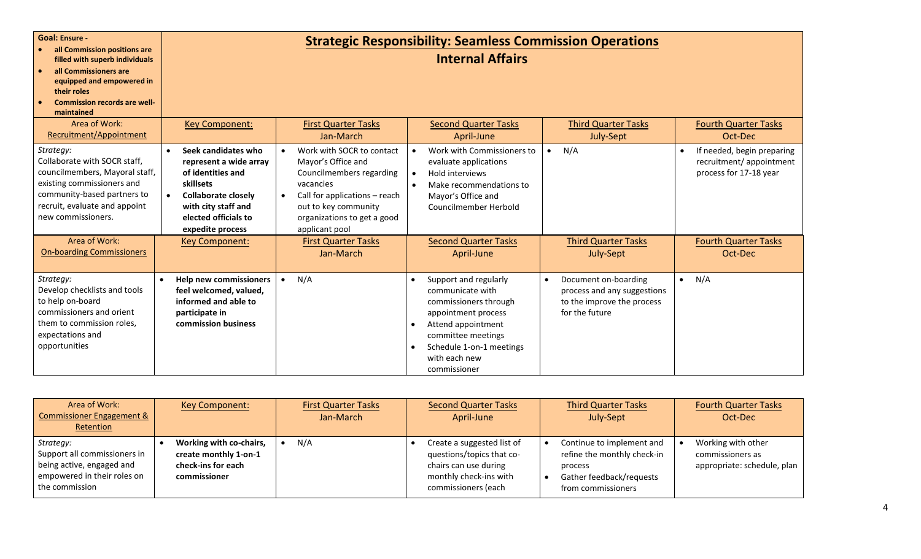| **Goal: Ensure -** <br>• **all Commission positions are filled with superb individuals** <br>• **all Commissioners are equipped and empowered in their roles** <br>• **Commission records are well-maintained** | **Strategic Responsibility: Seamless Commission Operations** <br> **Internal Affairs** | | | | |
|---|---|---|---|---|---|
| Area of Work: <br> Recruitment/Appointment | Key Component: | First Quarter Tasks <br> Jan-March | Second Quarter Tasks <br> April-June | Third Quarter Tasks <br> July-Sept | Fourth Quarter Tasks <br> Oct-Dec |
| *Strategy:* <br> Collaborate with SOCR staff, councilmembers, Mayoral staff, existing commissioners and community-based partners to recruit, evaluate and appoint new commissioners. | • **Seek candidates who represent a wide array of identities and skillsets** <br>• **Collaborate closely with city staff and elected officials to expedite process** | • Work with SOCR to contact Mayor's Office and Councilmembers regarding vacancies <br>• Call for applications – reach out to key community organizations to get a good applicant pool | • Work with Commissioners to evaluate applications <br>• Hold interviews <br>• Make recommendations to Mayor's Office and Councilmember Herbold | • N/A | • If needed, begin preparing recruitment/ appointment process for 17-18 year |
| Area of Work: <br> On-boarding Commissioners | Key Component: | First Quarter Tasks <br> Jan-March | Second Quarter Tasks <br> April-June | Third Quarter Tasks <br> July-Sept | Fourth Quarter Tasks <br> Oct-Dec |
| *Strategy:* <br> Develop checklists and tools to help on-board commissioners and orient them to commission roles, expectations and opportunities | • **Help new commissioners feel welcomed, valued, informed and able to participate in commission business** | • N/A | • Support and regularly communicate with commissioners through appointment process <br>• Attend appointment committee meetings <br>• Schedule 1-on-1 meetings with each new commissioner | • Document on-boarding process and any suggestions to the improve the process for the future | • N/A |

| Area of Work: <br> Commissioner Engagement & Retention | Key Component: | First Quarter Tasks <br> Jan-March | Second Quarter Tasks <br> April-June | Third Quarter Tasks <br> July-Sept | Fourth Quarter Tasks <br> Oct-Dec |
|---|---|---|---|---|---|
| *Strategy:* <br> Support all commissioners in being active, engaged and empowered in their roles on the commission | • **Working with co-chairs, create monthly 1-on-1 check-ins for each commissioner** | • N/A | • Create a suggested list of questions/topics that co-chairs can use during monthly check-ins with commissioners (each | • Continue to implement and refine the monthly check-in process <br>• Gather feedback/requests from commissioners | • Working with other commissioners as appropriate: schedule, plan |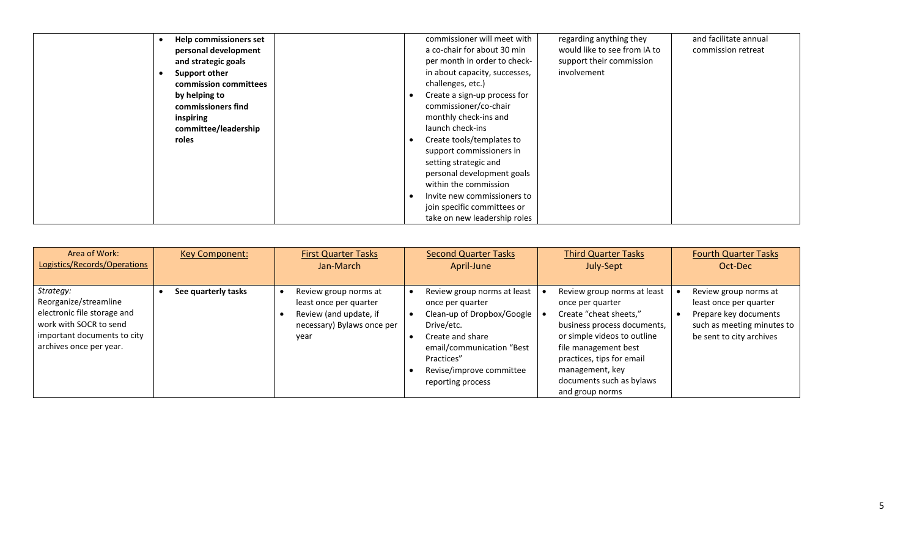| | | | | | |
|---|---|---|---|---|---|
| | • **Help commissioners set personal development and strategic goals**<br>• **Support other commission committees by helping to commissioners find inspiring committee/leadership roles** | | commissioner will meet with a co-chair for about 30 min per month in order to check-in about capacity, successes, challenges, etc.)<br>• Create a sign-up process for commissioner/co-chair monthly check-ins and launch check-ins<br>• Create tools/templates to support commissioners in setting strategic and personal development goals within the commission<br>• Invite new commissioners to join specific committees or take on new leadership roles | regarding anything they would like to see from IA to support their commission involvement | and facilitate annual commission retreat |

| Area of Work: Logistics/Records/Operations | Key Component: | First Quarter Tasks Jan-March | Second Quarter Tasks April-June | Third Quarter Tasks July-Sept | Fourth Quarter Tasks Oct-Dec |
|---|---|---|---|---|---|
| *Strategy:* Reorganize/streamline electronic file storage and work with SOCR to send important documents to city archives once per year. | • **See quarterly tasks** | • Review group norms at least once per quarter<br>• Review (and update, if necessary) Bylaws once per year | • Review group norms at least once per quarter<br>• Clean-up of Dropbox/Google Drive/etc.<br>• Create and share email/communication "Best Practices"<br>• Revise/improve committee reporting process | • Review group norms at least once per quarter<br>• Create "cheat sheets," business process documents, or simple videos to outline file management best practices, tips for email management, key documents such as bylaws and group norms | • Review group norms at least once per quarter<br>• Prepare key documents such as meeting minutes to be sent to city archives |